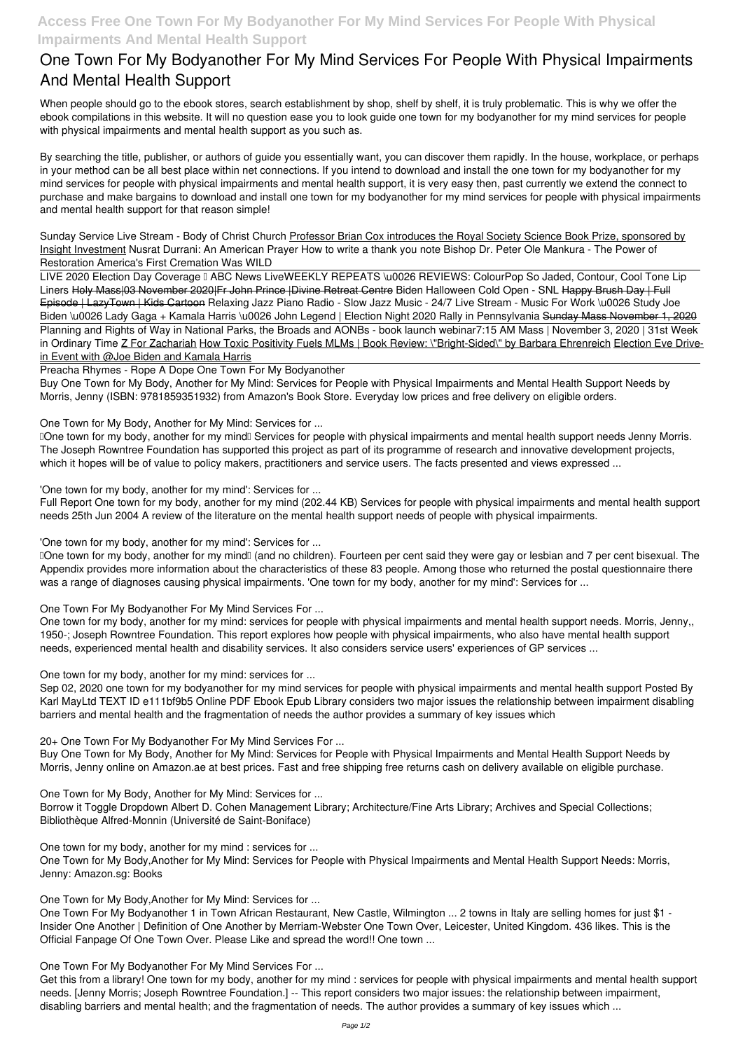# One Town For My Bodyanother For My Mind Services For People With Physical Impairments And Mental Health Support

When people should go to the ebook stores, search establishment by shop, shelf by shelf, it is truly problematic. This is why we offer the ebook compilations in this website. It will no question ease you to look guide **one town for my bodyanother for my mind services for people with physical impairments and mental health support** as you such as.

By searching the title, publisher, or authors of guide you essentially want, you can discover them rapidly. In the house, workplace, or perhaps in your method can be all best place within net connections. If you intend to download and install the one town for my bodyanother for my mind services for people with physical impairments and mental health support, it is very easy then, past currently we extend the connect to purchase and make bargains to download and install one town for my bodyanother for my mind services for people with physical impairments and mental health support for that reason simple!

Sunday Service Live Stream - Body of Christ Church Professor Brian Cox introduces the Royal Society Science Book Prize, sponsored by Insight Investment Nusrat Durrani: An American Prayer How to write a thank you note Bishop Dr. Peter Ole Mankura - The Power of Restoration America's First Cremation Was WILD

LIVE 2020 Election Day Coverage | ABC News LiveWEEKLY REPEATS \u0026 REVIEWS: ColourPop So Jaded, Contour, Cool Tone Lip Liners Holy Mass|03 November 2020|Fr John Prince |Divine Retreat Centre Biden Halloween Cold Open - SNL Happy Brush Day | Full Episode | LazyTown | Kids Cartoon Relaxing Jazz Piano Radio - Slow Jazz Music - 24/7 Live Stream - Music For Work \u0026 Study Joe Biden \u0026 Lady Gaga + Kamala Harris \u0026 John Legend | Election Night 2020 Rally in Pennsylvania Sunday Mass November 1, 2020 Planning and Rights of Way in National Parks, the Broads and AONBs - book launch webinar7:15 AM Mass | November 3, 2020 | 31st Week in Ordinary Time Z For Zachariah How Toxic Positivity Fuels MLMs | Book Review: \"Bright-Sided\" by Barbara Ehrenreich Election Eve Drive-in Event with @Joe Biden and Kamala Harris

Preacha Rhymes - Rope A Dope **One Town For My Bodyanother**

Buy One Town for My Body, Another for My Mind: Services for People with Physical Impairments and Mental Health Support Needs by Morris, Jenny (ISBN: 9781859351932) from Amazon's Book Store. Everyday low prices and free delivery on eligible orders.

**One Town for My Body, Another for My Mind: Services for ...**

'One town for my body, another for my mind' Services for people with physical impairments and mental health support needs Jenny Morris. The Joseph Rowntree Foundation has supported this project as part of its programme of research and innovative development projects, which it hopes will be of value to policy makers, practitioners and service users. The facts presented and views expressed ...

**'One town for my body, another for my mind': Services for ...**

Full Report One town for my body, another for my mind (202.44 KB) Services for people with physical impairments and mental health support needs 25th Jun 2004 A review of the literature on the mental health support needs of people with physical impairments.

**'One town for my body, another for my mind': Services for ...**

'One town for my body, another for my mind' (and no children). Fourteen per cent said they were gay or lesbian and 7 per cent bisexual. The Appendix provides more information about the characteristics of these 83 people. Among those who returned the postal questionnaire there was a range of diagnoses causing physical impairments. 'One town for my body, another for my mind': Services for ...

**One Town For My Bodyanother For My Mind Services For ...**

One town for my body, another for my mind: services for people with physical impairments and mental health support needs. Morris, Jenny,, 1950-; Joseph Rowntree Foundation. This report explores how people with physical impairments, who also have mental health support needs, experienced mental health and disability services. It also considers service users' experiences of GP services ...

**One town for my body, another for my mind: services for ...**

Sep 02, 2020 one town for my bodyanother for my mind services for people with physical impairments and mental health support Posted By Karl MayLtd TEXT ID e111bf9b5 Online PDF Ebook Epub Library considers two major issues the relationship between impairment disabling barriers and mental health and the fragmentation of needs the author provides a summary of key issues which

**20+ One Town For My Bodyanother For My Mind Services For ...**

Buy One Town for My Body, Another for My Mind: Services for People with Physical Impairments and Mental Health Support Needs by Morris, Jenny online on Amazon.ae at best prices. Fast and free shipping free returns cash on delivery available on eligible purchase.

**One Town for My Body, Another for My Mind: Services for ...**

Borrow it Toggle Dropdown Albert D. Cohen Management Library; Architecture/Fine Arts Library; Archives and Special Collections; Bibliothèque Alfred-Monnin (Université de Saint-Boniface)

**One town for my body, another for my mind : services for ...**

One Town for My Body,Another for My Mind: Services for People with Physical Impairments and Mental Health Support Needs: Morris, Jenny: Amazon.sg: Books

**One Town for My Body,Another for My Mind: Services for ...**

One Town For My Bodyanother 1 in Town African Restaurant, New Castle, Wilmington ... 2 towns in Italy are selling homes for just $1 - Insider One Another | Definition of One Another by Merriam-Webster One Town Over, Leicester, United Kingdom. 436 likes. This is the Official Fanpage Of One Town Over. Please Like and spread the word!! One town ...

**One Town For My Bodyanother For My Mind Services For ...**

Get this from a library! One town for my body, another for my mind : services for people with physical impairments and mental health support needs. [Jenny Morris; Joseph Rowntree Foundation.] -- This report considers two major issues: the relationship between impairment, disabling barriers and mental health; and the fragmentation of needs. The author provides a summary of key issues which ...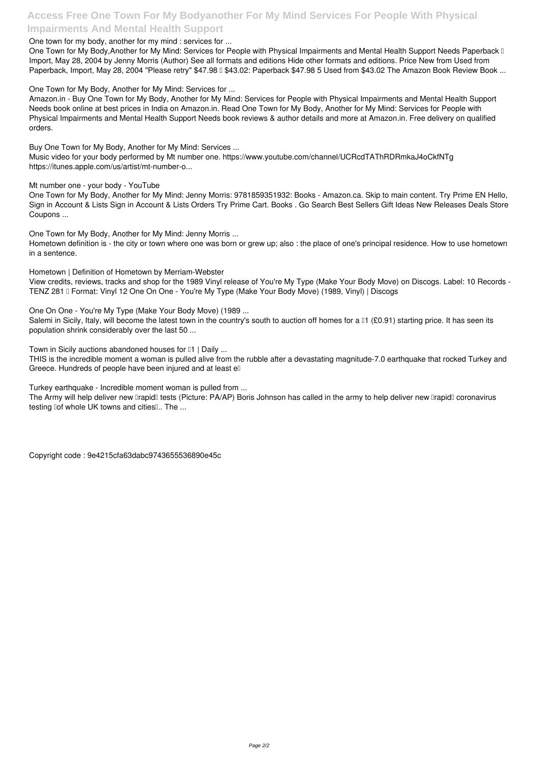**One town for my body, another for my mind : services for ...**

One Town for My Body,Another for My Mind: Services for People with Physical Impairments and Mental Health Support Needs Paperback – Import, May 28, 2004 by Jenny Morris (Author) See all formats and editions Hide other formats and editions. Price New from Used from Paperback, Import, May 28, 2004 "Please retry" $47.98 — $43.02: Paperback $47.98 5 Used from $43.02 The Amazon Book Review Book ...

**One Town for My Body, Another for My Mind: Services for ...**

Amazon.in - Buy One Town for My Body, Another for My Mind: Services for People with Physical Impairments and Mental Health Support Needs book online at best prices in India on Amazon.in. Read One Town for My Body, Another for My Mind: Services for People with Physical Impairments and Mental Health Support Needs book reviews & author details and more at Amazon.in. Free delivery on qualified orders.

**Buy One Town for My Body, Another for My Mind: Services ...**

Music video for your body performed by Mt number one. https://www.youtube.com/channel/UCRcdTAThRDRmkaJ4oCkfNTg https://itunes.apple.com/us/artist/mt-number-o...

**Mt number one - your body - YouTube**

One Town for My Body, Another for My Mind: Jenny Morris: 9781859351932: Books - Amazon.ca. Skip to main content. Try Prime EN Hello, Sign in Account & Lists Sign in Account & Lists Orders Try Prime Cart. Books . Go Search Best Sellers Gift Ideas New Releases Deals Store Coupons ...

**One Town for My Body, Another for My Mind: Jenny Morris ...**

Hometown definition is - the city or town where one was born or grew up; also : the place of one's principal residence. How to use hometown in a sentence.

**Hometown | Definition of Hometown by Merriam-Webster**

View credits, reviews, tracks and shop for the 1989 Vinyl release of You're My Type (Make Your Body Move) on Discogs. Label: 10 Records - TENZ 281 • Format: Vinyl 12 One On One - You're My Type (Make Your Body Move) (1989, Vinyl) | Discogs

**One On One - You're My Type (Make Your Body Move) (1989 ...**

Salemi in Sicily, Italy, will become the latest town in the country's south to auction off homes for a €1 (£0.91) starting price. It has seen its population shrink considerably over the last 50 ...

**Town in Sicily auctions abandoned houses for €1 | Daily ...**

THIS is the incredible moment a woman is pulled alive from the rubble after a devastating magnitude-7.0 earthquake that rocked Turkey and Greece. Hundreds of people have been injured and at least e…

**Turkey earthquake - Incredible moment woman is pulled from ...**

The Army will help deliver new 'rapid' tests (Picture: PA/AP) Boris Johnson has called in the army to help deliver new 'rapid' coronavirus testing 'of whole UK towns and cities'.. The ...

Copyright code : 9e4215cfa63dabc9743655536890e45c